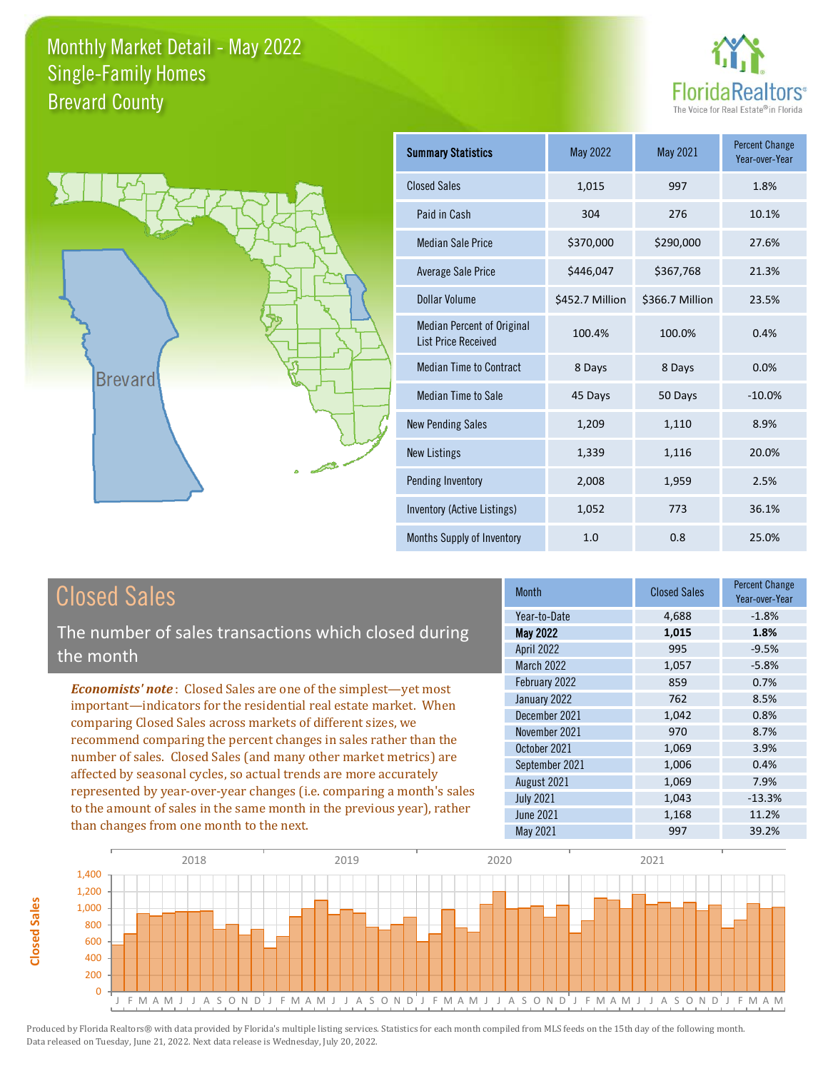# Monthly Market Detail - May 2022
## Single-Family Homes
## Brevard County

FloridaRealtors®
The Voice for Real Estate® in Florida

Brevard

| Summary Statistics | May 2022 | May 2021 | Percent Change Year-over-Year |
|---|---|---|---|
| Closed Sales | 1,015 | 997 | 1.8% |
| Paid in Cash | 304 | 276 | 10.1% |
| Median Sale Price | $370,000 | $290,000 | 27.6% |
| Average Sale Price | $446,047 | $367,768 | 21.3% |
| Dollar Volume | $452.7 Million | $366.7 Million | 23.5% |
| Median Percent of Original List Price Received | 100.4% | 100.0% | 0.4% |
| Median Time to Contract | 8 Days | 8 Days | 0.0% |
| Median Time to Sale | 45 Days | 50 Days | -10.0% |
| New Pending Sales | 1,209 | 1,110 | 8.9% |
| New Listings | 1,339 | 1,116 | 20.0% |
| Pending Inventory | 2,008 | 1,959 | 2.5% |
| Inventory (Active Listings) | 1,052 | 773 | 36.1% |
| Months Supply of Inventory | 1.0 | 0.8 | 25.0% |

## Closed Sales

The number of sales transactions which closed during the month

***Economists' note***: Closed Sales are one of the simplest—yet most important—indicators for the residential real estate market. When comparing Closed Sales across markets of different sizes, we recommend comparing the percent changes in sales rather than the number of sales. Closed Sales (and many other market metrics) are affected by seasonal cycles, so actual trends are more accurately represented by year-over-year changes (i.e. comparing a month's sales to the amount of sales in the same month in the previous year), rather than changes from one month to the next.

| Month | Closed Sales | Percent Change Year-over-Year |
|---|---|---|
| Year-to-Date | 4,688 | -1.8% |
| **May 2022** | **1,015** | **1.8%** |
| April 2022 | 995 | -9.5% |
| March 2022 | 1,057 | -5.8% |
| February 2022 | 859 | 0.7% |
| January 2022 | 762 | 8.5% |
| December 2021 | 1,042 | 0.8% |
| November 2021 | 970 | 8.7% |
| October 2021 | 1,069 | 3.9% |
| September 2021 | 1,006 | 0.4% |
| August 2021 | 1,069 | 7.9% |
| July 2021 | 1,043 | -13.3% |
| June 2021 | 1,168 | 11.2% |
| May 2021 | 997 | 39.2% |

Produced by Florida Realtors® with data provided by Florida's multiple listing services. Statistics for each month compiled from MLS feeds on the 15th day of the following month. Data released on Tuesday, June 21, 2022. Next data release is Wednesday, July 20, 2022.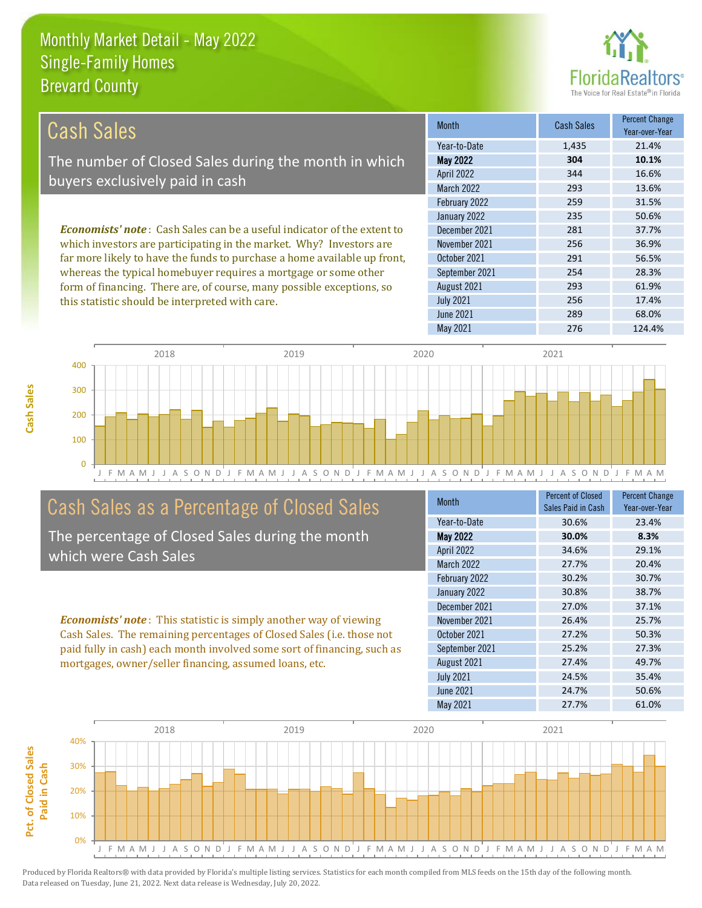# Monthly Market Detail - May 2022
## Single-Family Homes
## Brevard County

## Cash Sales

The number of Closed Sales during the month in which buyers exclusively paid in cash

***Economists' note***: Cash Sales can be a useful indicator of the extent to which investors are participating in the market. Why? Investors are far more likely to have the funds to purchase a home available up front, whereas the typical homebuyer requires a mortgage or some other form of financing. There are, of course, many possible exceptions, so this statistic should be interpreted with care.

| Month | Cash Sales | Percent Change Year-over-Year |
|---|---|---|
| Year-to-Date | 1,435 | 21.4% |
| **May 2022** | **304** | **10.1%** |
| April 2022 | 344 | 16.6% |
| March 2022 | 293 | 13.6% |
| February 2022 | 259 | 31.5% |
| January 2022 | 235 | 50.6% |
| December 2021 | 281 | 37.7% |
| November 2021 | 256 | 36.9% |
| October 2021 | 291 | 56.5% |
| September 2021 | 254 | 28.3% |
| August 2021 | 293 | 61.9% |
| July 2021 | 256 | 17.4% |
| June 2021 | 289 | 68.0% |
| May 2021 | 276 | 124.4% |

## Cash Sales as a Percentage of Closed Sales

The percentage of Closed Sales during the month which were Cash Sales

***Economists' note***: This statistic is simply another way of viewing Cash Sales. The remaining percentages of Closed Sales (i.e. those not paid fully in cash) each month involved some sort of financing, such as mortgages, owner/seller financing, assumed loans, etc.

| Month | Percent of Closed Sales Paid in Cash | Percent Change Year-over-Year |
|---|---|---|
| Year-to-Date | 30.6% | 23.4% |
| **May 2022** | **30.0%** | **8.3%** |
| April 2022 | 34.6% | 29.1% |
| March 2022 | 27.7% | 20.4% |
| February 2022 | 30.2% | 30.7% |
| January 2022 | 30.8% | 38.7% |
| December 2021 | 27.0% | 37.1% |
| November 2021 | 26.4% | 25.7% |
| October 2021 | 27.2% | 50.3% |
| September 2021 | 25.2% | 27.3% |
| August 2021 | 27.4% | 49.7% |
| July 2021 | 24.5% | 35.4% |
| June 2021 | 24.7% | 50.6% |
| May 2021 | 27.7% | 61.0% |

Produced by Florida Realtors® with data provided by Florida's multiple listing services. Statistics for each month compiled from MLS feeds on the 15th day of the following month. Data released on Tuesday, June 21, 2022. Next data release is Wednesday, July 20, 2022.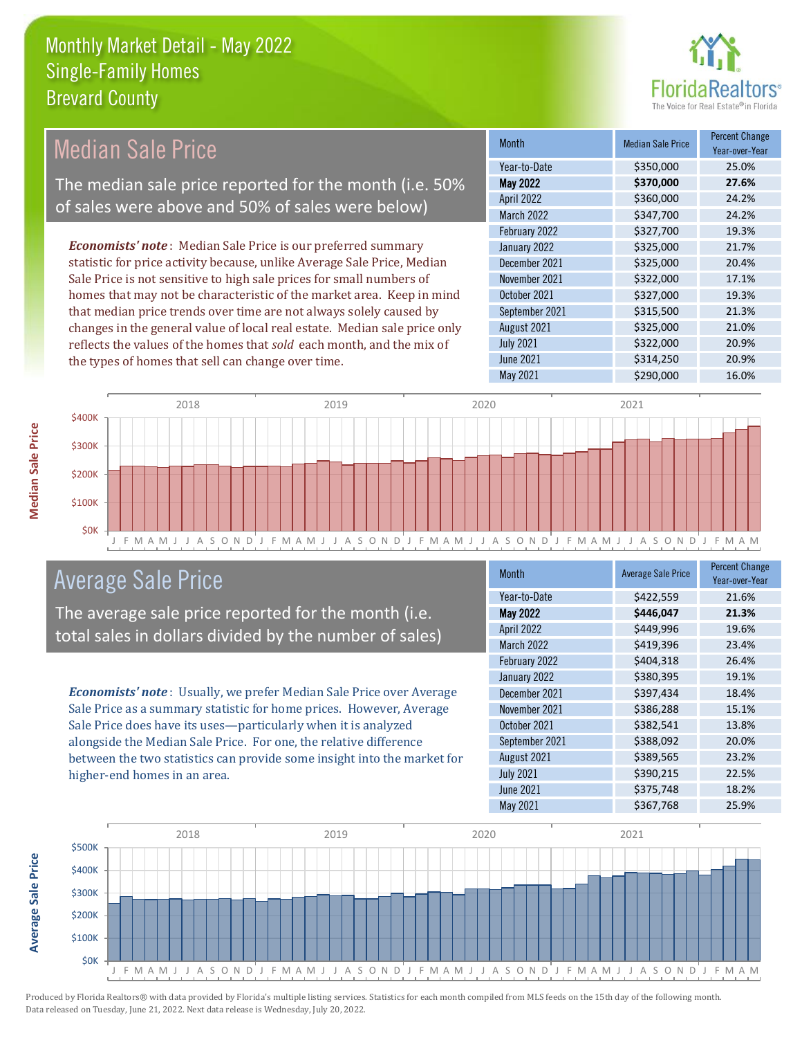# Monthly Market Detail - May 2022
## Single-Family Homes
## Brevard County

## Median Sale Price

The median sale price reported for the month (i.e. 50% of sales were above and 50% of sales were below)

*Economists' note*: Median Sale Price is our preferred summary statistic for price activity because, unlike Average Sale Price, Median Sale Price is not sensitive to high sale prices for small numbers of homes that may not be characteristic of the market area. Keep in mind that median price trends over time are not always solely caused by changes in the general value of local real estate. Median sale price only reflects the values of the homes that *sold* each month, and the mix of the types of homes that sell can change over time.

| Month | Median Sale Price | Percent Change Year-over-Year |
|---|---|---|
| Year-to-Date | $350,000 | 25.0% |
| **May 2022** | **$370,000** | **27.6%** |
| April 2022 | $360,000 | 24.2% |
| March 2022 | $347,700 | 24.2% |
| February 2022 | $327,700 | 19.3% |
| January 2022 | $325,000 | 21.7% |
| December 2021 | $325,000 | 20.4% |
| November 2021 | $322,000 | 17.1% |
| October 2021 | $327,000 | 19.3% |
| September 2021 | $315,500 | 21.3% |
| August 2021 | $325,000 | 21.0% |
| July 2021 | $322,000 | 20.9% |
| June 2021 | $314,250 | 20.9% |
| May 2021 | $290,000 | 16.0% |

## Average Sale Price

The average sale price reported for the month (i.e. total sales in dollars divided by the number of sales)

*Economists' note*: Usually, we prefer Median Sale Price over Average Sale Price as a summary statistic for home prices. However, Average Sale Price does have its uses—particularly when it is analyzed alongside the Median Sale Price. For one, the relative difference between the two statistics can provide some insight into the market for higher-end homes in an area.

| Month | Average Sale Price | Percent Change Year-over-Year |
|---|---|---|
| Year-to-Date | $422,559 | 21.6% |
| **May 2022** | **$446,047** | **21.3%** |
| April 2022 | $449,996 | 19.6% |
| March 2022 | $419,396 | 23.4% |
| February 2022 | $404,318 | 26.4% |
| January 2022 | $380,395 | 19.1% |
| December 2021 | $397,434 | 18.4% |
| November 2021 | $386,288 | 15.1% |
| October 2021 | $382,541 | 13.8% |
| September 2021 | $388,092 | 20.0% |
| August 2021 | $389,565 | 23.2% |
| July 2021 | $390,215 | 22.5% |
| June 2021 | $375,748 | 18.2% |
| May 2021 | $367,768 | 25.9% |

Produced by Florida Realtors® with data provided by Florida's multiple listing services. Statistics for each month compiled from MLS feeds on the 15th day of the following month. Data released on Tuesday, June 21, 2022. Next data release is Wednesday, July 20, 2022.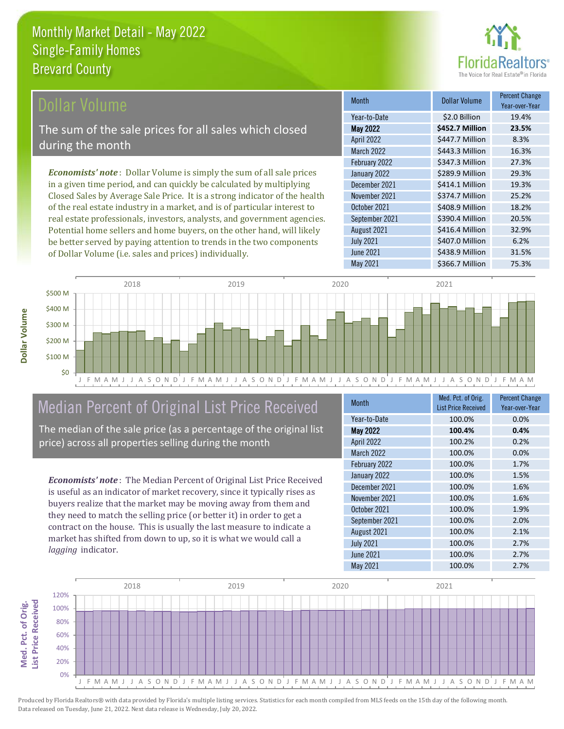# Monthly Market Detail - May 2022
## Single-Family Homes
## Brevard County

## Dollar Volume

The sum of the sale prices for all sales which closed during the month

*Economists' note*: Dollar Volume is simply the sum of all sale prices in a given time period, and can quickly be calculated by multiplying Closed Sales by Average Sale Price. It is a strong indicator of the health of the real estate industry in a market, and is of particular interest to real estate professionals, investors, analysts, and government agencies. Potential home sellers and home buyers, on the other hand, will likely be better served by paying attention to trends in the two components of Dollar Volume (i.e. sales and prices) individually.

| Month | Dollar Volume | Percent Change Year-over-Year |
|---|---|---|
| Year-to-Date | $2.0 Billion | 19.4% |
| **May 2022** | **$452.7 Million** | **23.5%** |
| April 2022 | $447.7 Million | 8.3% |
| March 2022 | $443.3 Million | 16.3% |
| February 2022 | $347.3 Million | 27.3% |
| January 2022 | $289.9 Million | 29.3% |
| December 2021 | $414.1 Million | 19.3% |
| November 2021 | $374.7 Million | 25.2% |
| October 2021 | $408.9 Million | 18.2% |
| September 2021 | $390.4 Million | 20.5% |
| August 2021 | $416.4 Million | 32.9% |
| July 2021 | $407.0 Million | 6.2% |
| June 2021 | $438.9 Million | 31.5% |
| May 2021 | $366.7 Million | 75.3% |

## Median Percent of Original List Price Received

The median of the sale price (as a percentage of the original list price) across all properties selling during the month

*Economists' note*: The Median Percent of Original List Price Received is useful as an indicator of market recovery, since it typically rises as buyers realize that the market may be moving away from them and they need to match the selling price (or better it) in order to get a contract on the house. This is usually the last measure to indicate a market has shifted from down to up, so it is what we would call a *lagging* indicator.

| Month | Med. Pct. of Orig. List Price Received | Percent Change Year-over-Year |
|---|---|---|
| Year-to-Date | 100.0% | 0.0% |
| **May 2022** | **100.4%** | **0.4%** |
| April 2022 | 100.2% | 0.2% |
| March 2022 | 100.0% | 0.0% |
| February 2022 | 100.0% | 1.7% |
| January 2022 | 100.0% | 1.5% |
| December 2021 | 100.0% | 1.6% |
| November 2021 | 100.0% | 1.6% |
| October 2021 | 100.0% | 1.9% |
| September 2021 | 100.0% | 2.0% |
| August 2021 | 100.0% | 2.1% |
| July 2021 | 100.0% | 2.7% |
| June 2021 | 100.0% | 2.7% |
| May 2021 | 100.0% | 2.7% |

Produced by Florida Realtors® with data provided by Florida's multiple listing services. Statistics for each month compiled from MLS feeds on the 15th day of the following month. Data released on Tuesday, June 21, 2022. Next data release is Wednesday, July 20, 2022.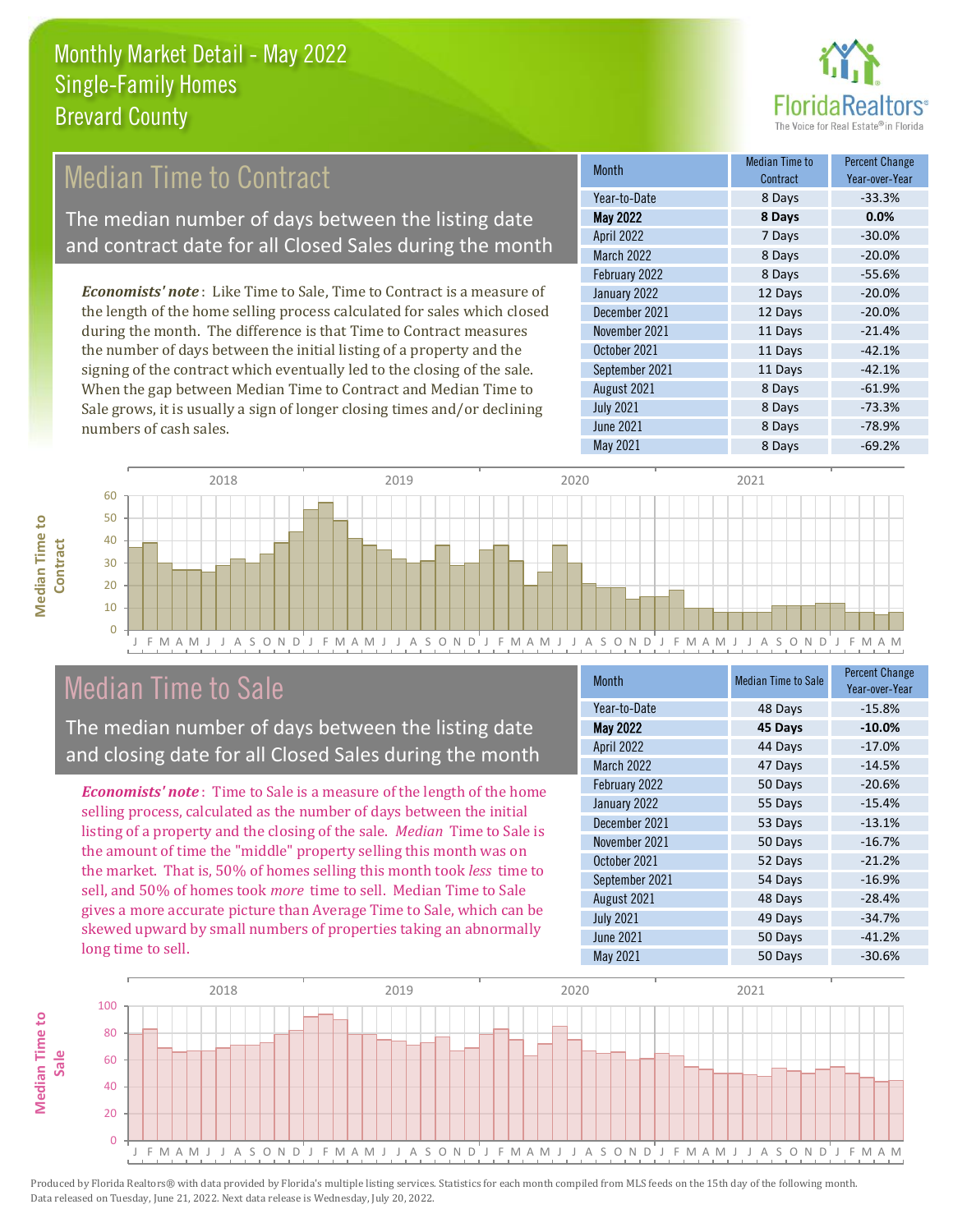# Monthly Market Detail - May 2022
## Single-Family Homes
## Brevard County

## Median Time to Contract

The median number of days between the listing date and contract date for all Closed Sales during the month

*Economists' note*: Like Time to Sale, Time to Contract is a measure of the length of the home selling process calculated for sales which closed during the month. The difference is that Time to Contract measures the number of days between the initial listing of a property and the signing of the contract which eventually led to the closing of the sale. When the gap between Median Time to Contract and Median Time to Sale grows, it is usually a sign of longer closing times and/or declining numbers of cash sales.

| Month | Median Time to Contract | Percent Change Year-over-Year |
|---|---|---|
| Year-to-Date | 8 Days | -33.3% |
| **May 2022** | **8 Days** | **0.0%** |
| April 2022 | 7 Days | -30.0% |
| March 2022 | 8 Days | -20.0% |
| February 2022 | 8 Days | -55.6% |
| January 2022 | 12 Days | -20.0% |
| December 2021 | 12 Days | -20.0% |
| November 2021 | 11 Days | -21.4% |
| October 2021 | 11 Days | -42.1% |
| September 2021 | 11 Days | -42.1% |
| August 2021 | 8 Days | -61.9% |
| July 2021 | 8 Days | -73.3% |
| June 2021 | 8 Days | -78.9% |
| May 2021 | 8 Days | -69.2% |

## Median Time to Sale

The median number of days between the listing date and closing date for all Closed Sales during the month

*Economists' note*: Time to Sale is a measure of the length of the home selling process, calculated as the number of days between the initial listing of a property and the closing of the sale. *Median* Time to Sale is the amount of time the "middle" property selling this month was on the market. That is, 50% of homes selling this month took *less* time to sell, and 50% of homes took *more* time to sell. Median Time to Sale gives a more accurate picture than Average Time to Sale, which can be skewed upward by small numbers of properties taking an abnormally long time to sell.

| Month | Median Time to Sale | Percent Change Year-over-Year |
|---|---|---|
| Year-to-Date | 48 Days | -15.8% |
| **May 2022** | **45 Days** | **-10.0%** |
| April 2022 | 44 Days | -17.0% |
| March 2022 | 47 Days | -14.5% |
| February 2022 | 50 Days | -20.6% |
| January 2022 | 55 Days | -15.4% |
| December 2021 | 53 Days | -13.1% |
| November 2021 | 50 Days | -16.7% |
| October 2021 | 52 Days | -21.2% |
| September 2021 | 54 Days | -16.9% |
| August 2021 | 48 Days | -28.4% |
| July 2021 | 49 Days | -34.7% |
| June 2021 | 50 Days | -41.2% |
| May 2021 | 50 Days | -30.6% |

Produced by Florida Realtors® with data provided by Florida's multiple listing services. Statistics for each month compiled from MLS feeds on the 15th day of the following month. Data released on Tuesday, June 21, 2022. Next data release is Wednesday, July 20, 2022.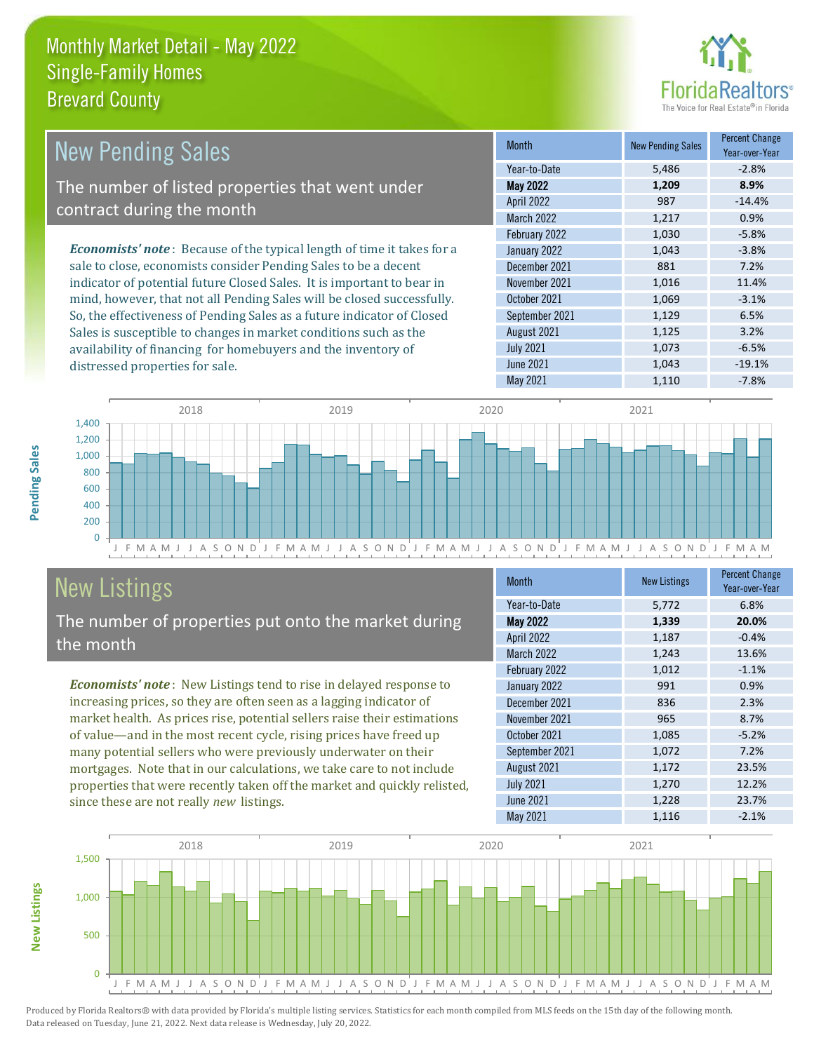# Monthly Market Detail - May 2022
## Single-Family Homes
## Brevard County

## New Pending Sales

The number of listed properties that went under contract during the month

*Economists' note*: Because of the typical length of time it takes for a sale to close, economists consider Pending Sales to be a decent indicator of potential future Closed Sales. It is important to bear in mind, however, that not all Pending Sales will be closed successfully. So, the effectiveness of Pending Sales as a future indicator of Closed Sales is susceptible to changes in market conditions such as the availability of financing for homebuyers and the inventory of distressed properties for sale.

| Month | New Pending Sales | Percent Change Year-over-Year |
|---|---|---|
| Year-to-Date | 5,486 | -2.8% |
| **May 2022** | **1,209** | **8.9%** |
| April 2022 | 987 | -14.4% |
| March 2022 | 1,217 | 0.9% |
| February 2022 | 1,030 | -5.8% |
| January 2022 | 1,043 | -3.8% |
| December 2021 | 881 | 7.2% |
| November 2021 | 1,016 | 11.4% |
| October 2021 | 1,069 | -3.1% |
| September 2021 | 1,129 | 6.5% |
| August 2021 | 1,125 | 3.2% |
| July 2021 | 1,073 | -6.5% |
| June 2021 | 1,043 | -19.1% |
| May 2021 | 1,110 | -7.8% |

## New Listings

The number of properties put onto the market during the month

*Economists' note*: New Listings tend to rise in delayed response to increasing prices, so they are often seen as a lagging indicator of market health. As prices rise, potential sellers raise their estimations of value—and in the most recent cycle, rising prices have freed up many potential sellers who were previously underwater on their mortgages. Note that in our calculations, we take care to not include properties that were recently taken off the market and quickly relisted, since these are not really *new* listings.

| Month | New Listings | Percent Change Year-over-Year |
|---|---|---|
| Year-to-Date | 5,772 | 6.8% |
| **May 2022** | **1,339** | **20.0%** |
| April 2022 | 1,187 | -0.4% |
| March 2022 | 1,243 | 13.6% |
| February 2022 | 1,012 | -1.1% |
| January 2022 | 991 | 0.9% |
| December 2021 | 836 | 2.3% |
| November 2021 | 965 | 8.7% |
| October 2021 | 1,085 | -5.2% |
| September 2021 | 1,072 | 7.2% |
| August 2021 | 1,172 | 23.5% |
| July 2021 | 1,270 | 12.2% |
| June 2021 | 1,228 | 23.7% |
| May 2021 | 1,116 | -2.1% |

Produced by Florida Realtors® with data provided by Florida's multiple listing services. Statistics for each month compiled from MLS feeds on the 15th day of the following month. Data released on Tuesday, June 21, 2022. Next data release is Wednesday, July 20, 2022.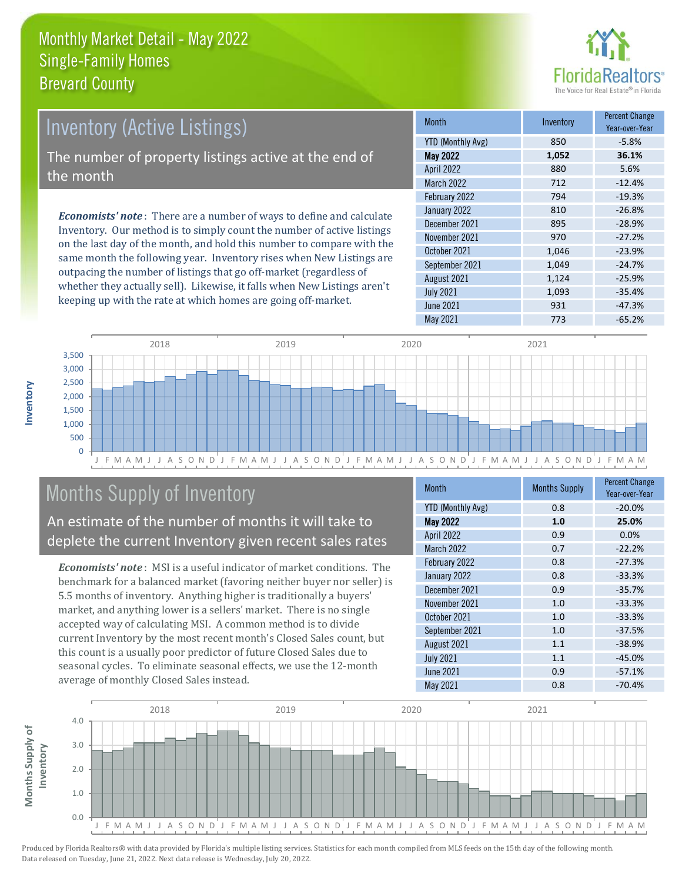# Monthly Market Detail - May 2022
## Single-Family Homes
## Brevard County

## Inventory (Active Listings)

The number of property listings active at the end of the month

***Economists' note***: There are a number of ways to define and calculate Inventory. Our method is to simply count the number of active listings on the last day of the month, and hold this number to compare with the same month the following year. Inventory rises when New Listings are outpacing the number of listings that go off-market (regardless of whether they actually sell). Likewise, it falls when New Listings aren't keeping up with the rate at which homes are going off-market.

| Month | Inventory | Percent Change Year-over-Year |
|---|---|---|
| YTD (Monthly Avg) | 850 | -5.8% |
| **May 2022** | **1,052** | **36.1%** |
| April 2022 | 880 | 5.6% |
| March 2022 | 712 | -12.4% |
| February 2022 | 794 | -19.3% |
| January 2022 | 810 | -26.8% |
| December 2021 | 895 | -28.9% |
| November 2021 | 970 | -27.2% |
| October 2021 | 1,046 | -23.9% |
| September 2021 | 1,049 | -24.7% |
| August 2021 | 1,124 | -25.9% |
| July 2021 | 1,093 | -35.4% |
| June 2021 | 931 | -47.3% |
| May 2021 | 773 | -65.2% |

## Months Supply of Inventory

An estimate of the number of months it will take to deplete the current Inventory given recent sales rates

***Economists' note***: MSI is a useful indicator of market conditions. The benchmark for a balanced market (favoring neither buyer nor seller) is 5.5 months of inventory. Anything higher is traditionally a buyers' market, and anything lower is a sellers' market. There is no single accepted way of calculating MSI. A common method is to divide current Inventory by the most recent month's Closed Sales count, but this count is a usually poor predictor of future Closed Sales due to seasonal cycles. To eliminate seasonal effects, we use the 12-month average of monthly Closed Sales instead.

| Month | Months Supply | Percent Change Year-over-Year |
|---|---|---|
| YTD (Monthly Avg) | 0.8 | -20.0% |
| **May 2022** | **1.0** | **25.0%** |
| April 2022 | 0.9 | 0.0% |
| March 2022 | 0.7 | -22.2% |
| February 2022 | 0.8 | -27.3% |
| January 2022 | 0.8 | -33.3% |
| December 2021 | 0.9 | -35.7% |
| November 2021 | 1.0 | -33.3% |
| October 2021 | 1.0 | -33.3% |
| September 2021 | 1.0 | -37.5% |
| August 2021 | 1.1 | -38.9% |
| July 2021 | 1.1 | -45.0% |
| June 2021 | 0.9 | -57.1% |
| May 2021 | 0.8 | -70.4% |

Produced by Florida Realtors® with data provided by Florida's multiple listing services. Statistics for each month compiled from MLS feeds on the 15th day of the following month. Data released on Tuesday, June 21, 2022. Next data release is Wednesday, July 20, 2022.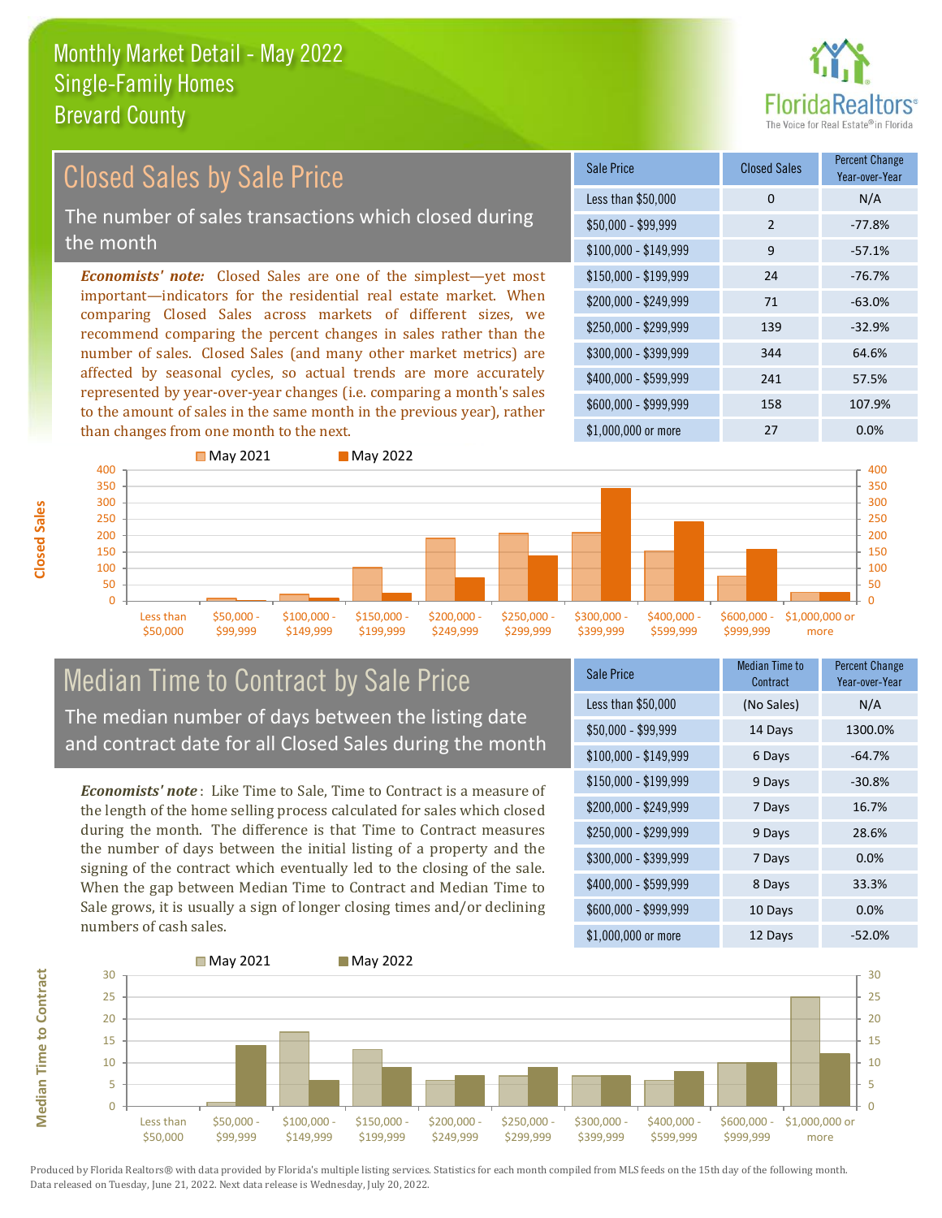# Monthly Market Detail - May 2022
## Single-Family Homes
## Brevard County

## Closed Sales by Sale Price

The number of sales transactions which closed during the month

***Economists' note:*** Closed Sales are one of the simplest—yet most important—indicators for the residential real estate market. When comparing Closed Sales across markets of different sizes, we recommend comparing the percent changes in sales rather than the number of sales. Closed Sales (and many other market metrics) are affected by seasonal cycles, so actual trends are more accurately represented by year-over-year changes (i.e. comparing a month's sales to the amount of sales in the same month in the previous year), rather than changes from one month to the next.

| Sale Price | Closed Sales | Percent Change Year-over-Year |
|---|---|---|
| Less than $50,000 | 0 | N/A |
| $50,000 - $99,999 | 2 | -77.8% |
| $100,000 - $149,999 | 9 | -57.1% |
| $150,000 - $199,999 | 24 | -76.7% |
| $200,000 - $249,999 | 71 | -63.0% |
| $250,000 - $299,999 | 139 | -32.9% |
| $300,000 - $399,999 | 344 | 64.6% |
| $400,000 - $599,999 | 241 | 57.5% |
| $600,000 - $999,999 | 158 | 107.9% |
| $1,000,000 or more | 27 | 0.0% |

## Median Time to Contract by Sale Price

The median number of days between the listing date and contract date for all Closed Sales during the month

***Economists' note*** : Like Time to Sale, Time to Contract is a measure of the length of the home selling process calculated for sales which closed during the month. The difference is that Time to Contract measures the number of days between the initial listing of a property and the signing of the contract which eventually led to the closing of the sale. When the gap between Median Time to Contract and Median Time to Sale grows, it is usually a sign of longer closing times and/or declining numbers of cash sales.

| Sale Price | Median Time to Contract | Percent Change Year-over-Year |
|---|---|---|
| Less than $50,000 | (No Sales) | N/A |
| $50,000 - $99,999 | 14 Days | 1300.0% |
| $100,000 - $149,999 | 6 Days | -64.7% |
| $150,000 - $199,999 | 9 Days | -30.8% |
| $200,000 - $249,999 | 7 Days | 16.7% |
| $250,000 - $299,999 | 9 Days | 28.6% |
| $300,000 - $399,999 | 7 Days | 0.0% |
| $400,000 - $599,999 | 8 Days | 33.3% |
| $600,000 - $999,999 | 10 Days | 0.0% |
| $1,000,000 or more | 12 Days | -52.0% |

Produced by Florida Realtors® with data provided by Florida's multiple listing services. Statistics for each month compiled from MLS feeds on the 15th day of the following month. Data released on Tuesday, June 21, 2022. Next data release is Wednesday, July 20, 2022.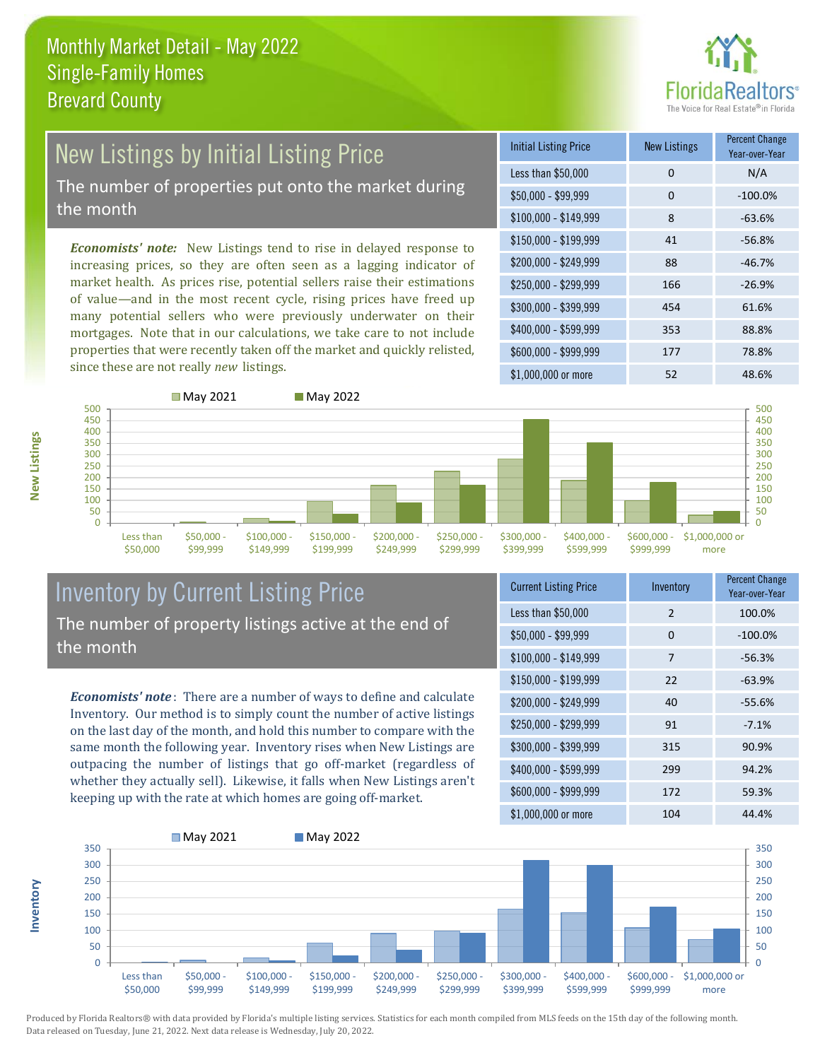# Monthly Market Detail - May 2022
## Single-Family Homes
## Brevard County

## New Listings by Initial Listing Price

The number of properties put onto the market during the month

*Economists' note:* New Listings tend to rise in delayed response to increasing prices, so they are often seen as a lagging indicator of market health. As prices rise, potential sellers raise their estimations of value—and in the most recent cycle, rising prices have freed up many potential sellers who were previously underwater on their mortgages. Note that in our calculations, we take care to not include properties that were recently taken off the market and quickly relisted, since these are not really *new* listings.

| Initial Listing Price | New Listings | Percent Change Year-over-Year |
|---|---|---|
| Less than $50,000 | 0 | N/A |
| $50,000 - $99,999 | 0 | -100.0% |
| $100,000 - $149,999 | 8 | -63.6% |
| $150,000 - $199,999 | 41 | -56.8% |
| $200,000 - $249,999 | 88 | -46.7% |
| $250,000 - $299,999 | 166 | -26.9% |
| $300,000 - $399,999 | 454 | 61.6% |
| $400,000 - $599,999 | 353 | 88.8% |
| $600,000 - $999,999 | 177 | 78.8% |
| $1,000,000 or more | 52 | 48.6% |

## Inventory by Current Listing Price

The number of property listings active at the end of the month

*Economists' note*: There are a number of ways to define and calculate Inventory. Our method is to simply count the number of active listings on the last day of the month, and hold this number to compare with the same month the following year. Inventory rises when New Listings are outpacing the number of listings that go off-market (regardless of whether they actually sell). Likewise, it falls when New Listings aren't keeping up with the rate at which homes are going off-market.

| Current Listing Price | Inventory | Percent Change Year-over-Year |
|---|---|---|
| Less than $50,000 | 2 | 100.0% |
| $50,000 - $99,999 | 0 | -100.0% |
| $100,000 - $149,999 | 7 | -56.3% |
| $150,000 - $199,999 | 22 | -63.9% |
| $200,000 - $249,999 | 40 | -55.6% |
| $250,000 - $299,999 | 91 | -7.1% |
| $300,000 - $399,999 | 315 | 90.9% |
| $400,000 - $599,999 | 299 | 94.2% |
| $600,000 - $999,999 | 172 | 59.3% |
| $1,000,000 or more | 104 | 44.4% |

Produced by Florida Realtors® with data provided by Florida's multiple listing services. Statistics for each month compiled from MLS feeds on the 15th day of the following month. Data released on Tuesday, June 21, 2022. Next data release is Wednesday, July 20, 2022.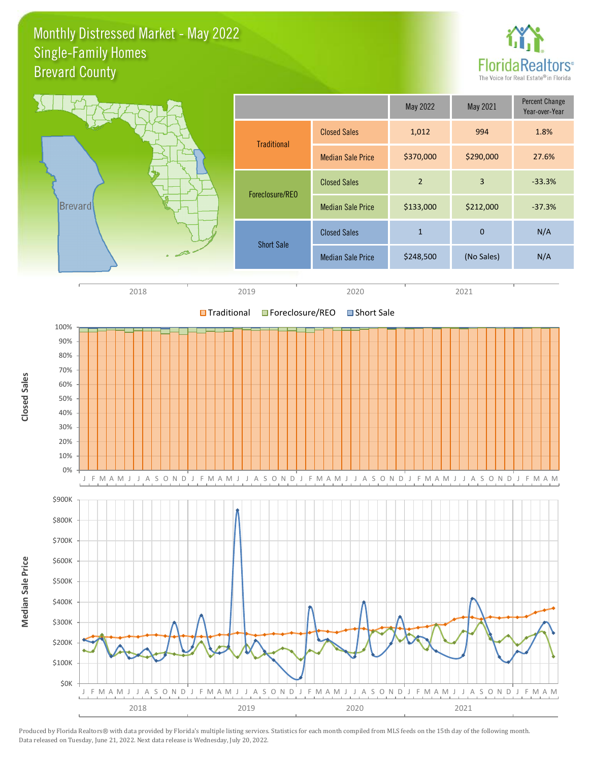# Monthly Distressed Market - May 2022
## Single-Family Homes
## Brevard County

FloridaRealtors® The Voice for Real Estate® in Florida

Brevard

| | | May 2022 | May 2021 | Percent Change Year-over-Year |
|---|---|---|---|---|
| Traditional | Closed Sales | 1,012 | 994 | 1.8% |
| | Median Sale Price | $370,000 | $290,000 | 27.6% |
| Foreclosure/REO | Closed Sales | 2 | 3 | -33.3% |
| | Median Sale Price | $133,000 | $212,000 | -37.3% |
| Short Sale | Closed Sales | 1 | 0 | N/A |
| | Median Sale Price | $248,500 | (No Sales) | N/A |

2018 2019 2020 2021

Traditional Foreclosure/REO Short Sale

Closed Sales

100% 90% 80% 70% 60% 50% 40% 30% 20% 10% 0%

J F M A M J J A S O N D J F M A M J J A S O N D J F M A M J J A S O N D J F M A M J J A S O N D J F M A M

Median Sale Price

$900K $800K $700K $600K $500K $400K $300K $200K $100K $0K

J F M A M J J A S O N D J F M A M J J A S O N D J F M A M J J A S O N D J F M A M J J A S O N D J F M A M

2018 2019 2020 2021

Produced by Florida Realtors® with data provided by Florida's multiple listing services. Statistics for each month compiled from MLS feeds on the 15th day of the following month. Data released on Tuesday, June 21, 2022. Next data release is Wednesday, July 20, 2022.